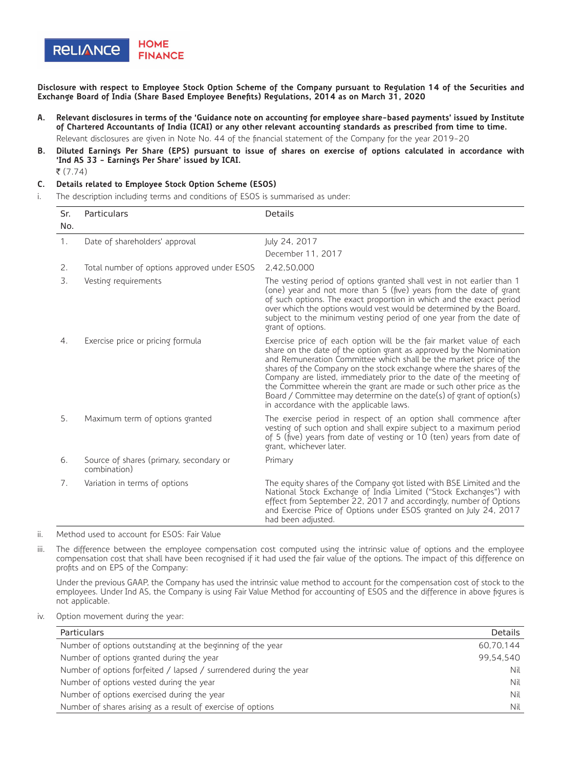**Disclosure with respect to Employee Stock Option Scheme of the Company pursuant to Regulation 14 of the Securities and Exchange Board of India (Share Based Employee Benefits) Regulations, 2014 as on March 31, 2020**

**A. Relevant disclosures in terms of the 'Guidance note on accounting for employee share-based payments' issued by Institute of Chartered Accountants of India (ICAI) or any other relevant accounting standards as prescribed from time to time.**

Relevant disclosures are given in Note No. 44 of the financial statement of the Company for the year 2019-20

**B. Diluted Earnings Per Share (EPS) pursuant to issue of shares on exercise of options calculated in accordance with 'Ind AS 33 - Earnings Per Share' issued by ICAI.**

₹ (7.74)

**C. Details related to Employee Stock Option Scheme (ESOS)**

i. The description including terms and conditions of ESOS is summarised as under:

| Sr. No. | Particulars | Details |
|---|---|---|
| 1. | Date of shareholders' approval | July 24, 2017<br>December 11, 2017 |
| 2. | Total number of options approved under ESOS | 2,42,50,000 |
| 3. | Vesting requirements | The vesting period of options granted shall vest in not earlier than 1 (one) year and not more than 5 (five) years from the date of grant of such options. The exact proportion in which and the exact period over which the options would vest would be determined by the Board, subject to the minimum vesting period of one year from the date of grant of options. |
| 4. | Exercise price or pricing formula | Exercise price of each option will be the fair market value of each share on the date of the option grant as approved by the Nomination and Remuneration Committee which shall be the market price of the shares of the Company on the stock exchange where the shares of the Company are listed, immediately prior to the date of the meeting of the Committee wherein the grant are made or such other price as the Board / Committee may determine on the date(s) of grant of option(s) in accordance with the applicable laws. |
| 5. | Maximum term of options granted | The exercise period in respect of an option shall commence after vesting of such option and shall expire subject to a maximum period of 5 (five) years from date of vesting or 10 (ten) years from date of grant, whichever later. |
| 6. | Source of shares (primary, secondary or combination) | Primary |
| 7. | Variation in terms of options | The equity shares of the Company got listed with BSE Limited and the National Stock Exchange of India Limited ("Stock Exchanges") with effect from September 22, 2017 and accordingly, number of Options and Exercise Price of Options under ESOS granted on July 24, 2017 had been adjusted. |

ii. Method used to account for ESOS: Fair Value

iii. The difference between the employee compensation cost computed using the intrinsic value of options and the employee compensation cost that shall have been recognised if it had used the fair value of the options. The impact of this difference on profits and on EPS of the Company:

Under the previous GAAP, the Company has used the intrinsic value method to account for the compensation cost of stock to the employees. Under Ind AS, the Company is using Fair Value Method for accounting of ESOS and the difference in above figures is not applicable.

iv. Option movement during the year:

| Particulars | Details |
|---|---|
| Number of options outstanding at the beginning of the year | 60,70,144 |
| Number of options granted during the year | 99,54,540 |
| Number of options forfeited / lapsed / surrendered during the year | Nil |
| Number of options vested during the year | Nil |
| Number of options exercised during the year | Nil |
| Number of shares arising as a result of exercise of options | Nil |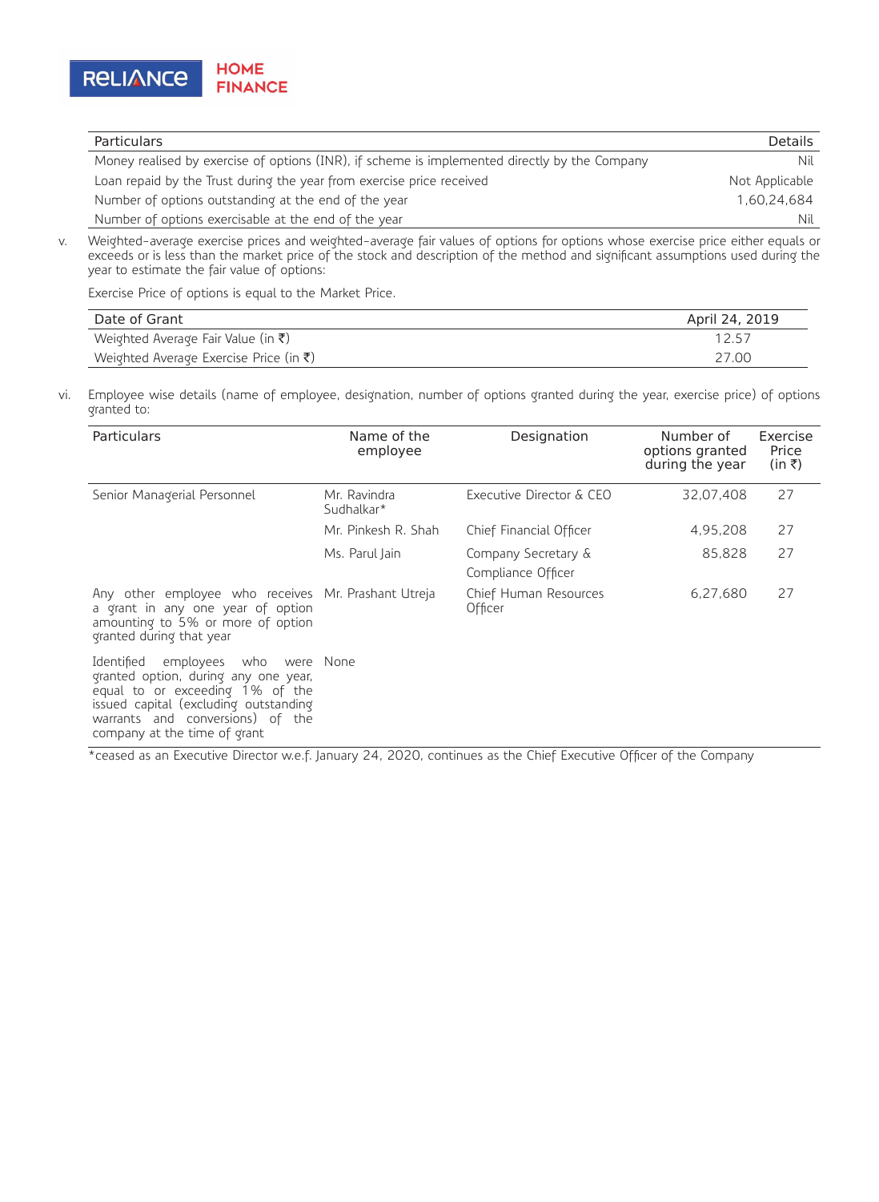| Particulars | Details |
|---|---|
| Money realised by exercise of options (INR), if scheme is implemented directly by the Company | Nil |
| Loan repaid by the Trust during the year from exercise price received | Not Applicable |
| Number of options outstanding at the end of the year | 1,60,24,684 |
| Number of options exercisable at the end of the year | Nil |

v. Weighted-average exercise prices and weighted-average fair values of options for options whose exercise price either equals or exceeds or is less than the market price of the stock and description of the method and significant assumptions used during the year to estimate the fair value of options:

Exercise Price of options is equal to the Market Price.

| Date of Grant | April 24, 2019 |
|---|---|
| Weighted Average Fair Value (in ₹) | 12.57 |
| Weighted Average Exercise Price (in ₹) | 27.00 |

vi. Employee wise details (name of employee, designation, number of options granted during the year, exercise price) of options granted to:

| Particulars | Name of the employee | Designation | Number of options granted during the year | Exercise Price (in ₹) |
|---|---|---|---|---|
| Senior Managerial Personnel | Mr. Ravindra Sudhalkar* | Executive Director & CEO | 32,07,408 | 27 |
| | Mr. Pinkesh R. Shah | Chief Financial Officer | 4,95,208 | 27 |
| | Ms. Parul Jain | Company Secretary & Compliance Officer | 85,828 | 27 |
| Any other employee who receives a grant in any one year of option amounting to 5% or more of option granted during that year | Mr. Prashant Utreja | Chief Human Resources Officer | 6,27,680 | 27 |
| Identified employees who were granted option, during any one year, equal to or exceeding 1% of the issued capital (excluding outstanding warrants and conversions) of the company at the time of grant | None | | | |

*ceased as an Executive Director w.e.f. January 24, 2020, continues as the Chief Executive Officer of the Company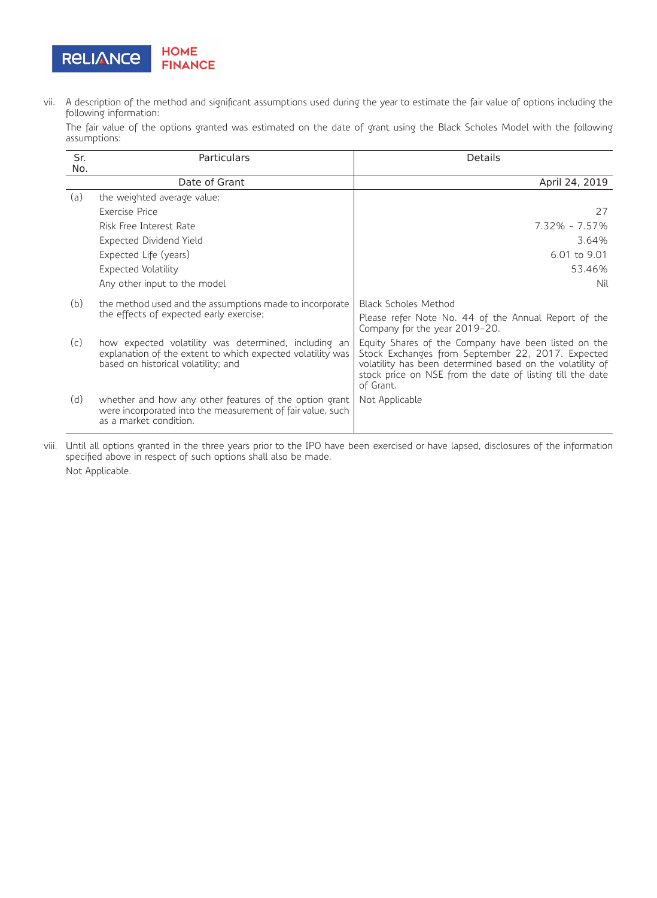vii. A description of the method and significant assumptions used during the year to estimate the fair value of options including the following information:

The fair value of the options granted was estimated on the date of grant using the Black Scholes Model with the following assumptions:

| Sr. No. | Particulars | Details |
|---|---|---|
| | Date of Grant | April 24, 2019 |
| (a) | the weighted average value: | |
| | Exercise Price | 27 |
| | Risk Free Interest Rate | 7.32% - 7.57% |
| | Expected Dividend Yield | 3.64% |
| | Expected Life (years) | 6.01 to 9.01 |
| | Expected Volatility | 53.46% |
| | Any other input to the model | Nil |
| (b) | the method used and the assumptions made to incorporate the effects of expected early exercise; | Black Scholes Method<br>Please refer Note No. 44 of the Annual Report of the Company for the year 2019-20. |
| (c) | how expected volatility was determined, including an explanation of the extent to which expected volatility was based on historical volatility; and | Equity Shares of the Company have been listed on the Stock Exchanges from September 22, 2017. Expected volatility has been determined based on the volatility of stock price on NSE from the date of listing till the date of Grant. |
| (d) | whether and how any other features of the option grant were incorporated into the measurement of fair value, such as a market condition. | Not Applicable |

viii. Until all options granted in the three years prior to the IPO have been exercised or have lapsed, disclosures of the information specified above in respect of such options shall also be made.

Not Applicable.